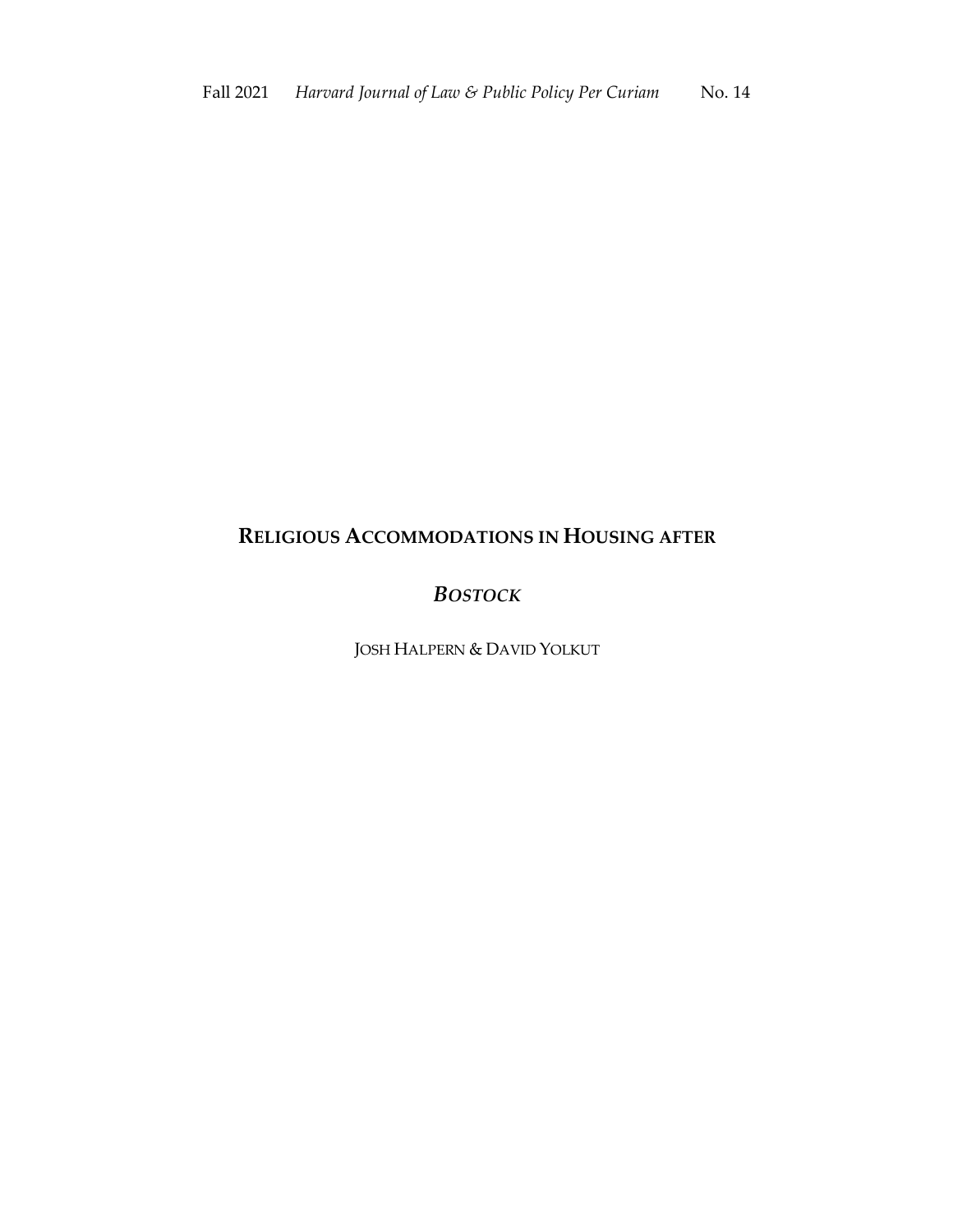# RELIGIOUS ACCOMMODATIONS IN HOUSING AFTER *BOSTOCK*

JOSH HALPERN & DAVID YOLKUT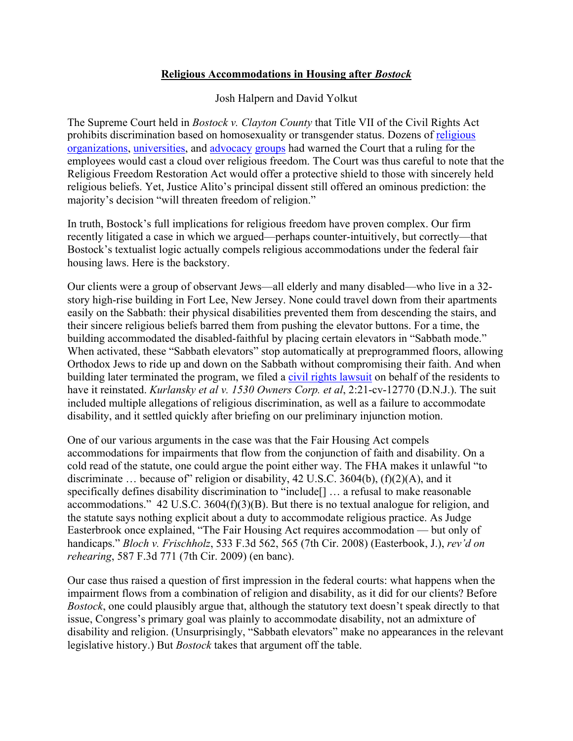**Religious Accommodations in Housing after *Bostock***

Josh Halpern and David Yolkut

The Supreme Court held in *Bostock v. Clayton County* that Title VII of the Civil Rights Act prohibits discrimination based on homosexuality or transgender status. Dozens of religious organizations, universities, and advocacy groups had warned the Court that a ruling for the employees would cast a cloud over religious freedom. The Court was thus careful to note that the Religious Freedom Restoration Act would offer a protective shield to those with sincerely held religious beliefs. Yet, Justice Alito's principal dissent still offered an ominous prediction: the majority's decision "will threaten freedom of religion."

In truth, Bostock's full implications for religious freedom have proven complex. Our firm recently litigated a case in which we argued—perhaps counter-intuitively, but correctly—that Bostock's textualist logic actually compels religious accommodations under the federal fair housing laws. Here is the backstory.

Our clients were a group of observant Jews—all elderly and many disabled—who live in a 32-story high-rise building in Fort Lee, New Jersey. None could travel down from their apartments easily on the Sabbath: their physical disabilities prevented them from descending the stairs, and their sincere religious beliefs barred them from pushing the elevator buttons. For a time, the building accommodated the disabled-faithful by placing certain elevators in "Sabbath mode." When activated, these "Sabbath elevators" stop automatically at preprogrammed floors, allowing Orthodox Jews to ride up and down on the Sabbath without compromising their faith. And when building later terminated the program, we filed a civil rights lawsuit on behalf of the residents to have it reinstated. *Kurlansky et al v. 1530 Owners Corp. et al*, 2:21-cv-12770 (D.N.J.). The suit included multiple allegations of religious discrimination, as well as a failure to accommodate disability, and it settled quickly after briefing on our preliminary injunction motion.

One of our various arguments in the case was that the Fair Housing Act compels accommodations for impairments that flow from the conjunction of faith and disability. On a cold read of the statute, one could argue the point either way. The FHA makes it unlawful "to discriminate … because of" religion or disability, 42 U.S.C. 3604(b), (f)(2)(A), and it specifically defines disability discrimination to "include[] … a refusal to make reasonable accommodations." 42 U.S.C. 3604(f)(3)(B). But there is no textual analogue for religion, and the statute says nothing explicit about a duty to accommodate religious practice. As Judge Easterbrook once explained, "The Fair Housing Act requires accommodation — but only of handicaps." *Bloch v. Frischholz*, 533 F.3d 562, 565 (7th Cir. 2008) (Easterbook, J.), *rev'd on rehearing*, 587 F.3d 771 (7th Cir. 2009) (en banc).

Our case thus raised a question of first impression in the federal courts: what happens when the impairment flows from a combination of religion and disability, as it did for our clients? Before *Bostock*, one could plausibly argue that, although the statutory text doesn't speak directly to that issue, Congress's primary goal was plainly to accommodate disability, not an admixture of disability and religion. (Unsurprisingly, "Sabbath elevators" make no appearances in the relevant legislative history.) But *Bostock* takes that argument off the table.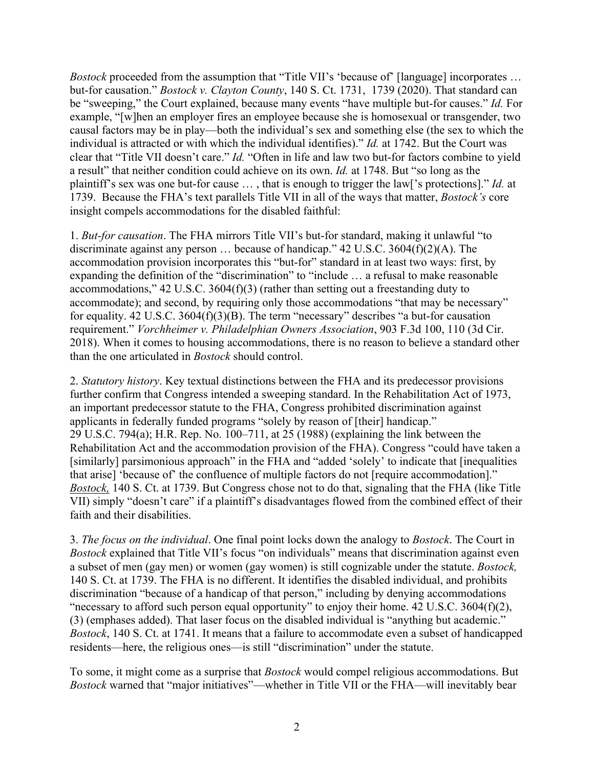*Bostock* proceeded from the assumption that "Title VII's 'because of' [language] incorporates … but-for causation." *Bostock v. Clayton County*, 140 S. Ct. 1731, 1739 (2020). That standard can be "sweeping," the Court explained, because many events "have multiple but-for causes." *Id.* For example, "[w]hen an employer fires an employee because she is homosexual or transgender, two causal factors may be in play—both the individual's sex and something else (the sex to which the individual is attracted or with which the individual identifies)." *Id.* at 1742. But the Court was clear that "Title VII doesn't care." *Id.* "Often in life and law two but-for factors combine to yield a result" that neither condition could achieve on its own. *Id.* at 1748. But "so long as the plaintiff's sex was one but-for cause … , that is enough to trigger the law['s protections]." *Id.* at 1739. Because the FHA's text parallels Title VII in all of the ways that matter, *Bostock's* core insight compels accommodations for the disabled faithful:

1. *But-for causation*. The FHA mirrors Title VII's but-for standard, making it unlawful "to discriminate against any person … because of handicap." 42 U.S.C. 3604(f)(2)(A). The accommodation provision incorporates this "but-for" standard in at least two ways: first, by expanding the definition of the "discrimination" to "include … a refusal to make reasonable accommodations," 42 U.S.C. 3604(f)(3) (rather than setting out a freestanding duty to accommodate); and second, by requiring only those accommodations "that may be necessary" for equality. 42 U.S.C. 3604(f)(3)(B). The term "necessary" describes "a but-for causation requirement." *Vorchheimer v. Philadelphian Owners Association*, 903 F.3d 100, 110 (3d Cir. 2018). When it comes to housing accommodations, there is no reason to believe a standard other than the one articulated in *Bostock* should control.

2. *Statutory history*. Key textual distinctions between the FHA and its predecessor provisions further confirm that Congress intended a sweeping standard. In the Rehabilitation Act of 1973, an important predecessor statute to the FHA, Congress prohibited discrimination against applicants in federally funded programs "solely by reason of [their] handicap." 29 U.S.C. 794(a); H.R. Rep. No. 100–711, at 25 (1988) (explaining the link between the Rehabilitation Act and the accommodation provision of the FHA). Congress "could have taken a [similarly] parsimonious approach" in the FHA and "added 'solely' to indicate that [inequalities that arise] 'because of' the confluence of multiple factors do not [require accommodation]." *Bostock,* 140 S. Ct. at 1739. But Congress chose not to do that, signaling that the FHA (like Title VII) simply "doesn't care" if a plaintiff's disadvantages flowed from the combined effect of their faith and their disabilities.

3. *The focus on the individual*. One final point locks down the analogy to *Bostock*. The Court in *Bostock* explained that Title VII's focus "on individuals" means that discrimination against even a subset of men (gay men) or women (gay women) is still cognizable under the statute. *Bostock,* 140 S. Ct. at 1739. The FHA is no different. It identifies the disabled individual, and prohibits discrimination "because of a handicap of that person," including by denying accommodations "necessary to afford such person equal opportunity" to enjoy their home. 42 U.S.C. 3604(f)(2), (3) (emphases added). That laser focus on the disabled individual is "anything but academic." *Bostock*, 140 S. Ct. at 1741. It means that a failure to accommodate even a subset of handicapped residents—here, the religious ones—is still "discrimination" under the statute.

To some, it might come as a surprise that *Bostock* would compel religious accommodations. But *Bostock* warned that "major initiatives"—whether in Title VII or the FHA—will inevitably bear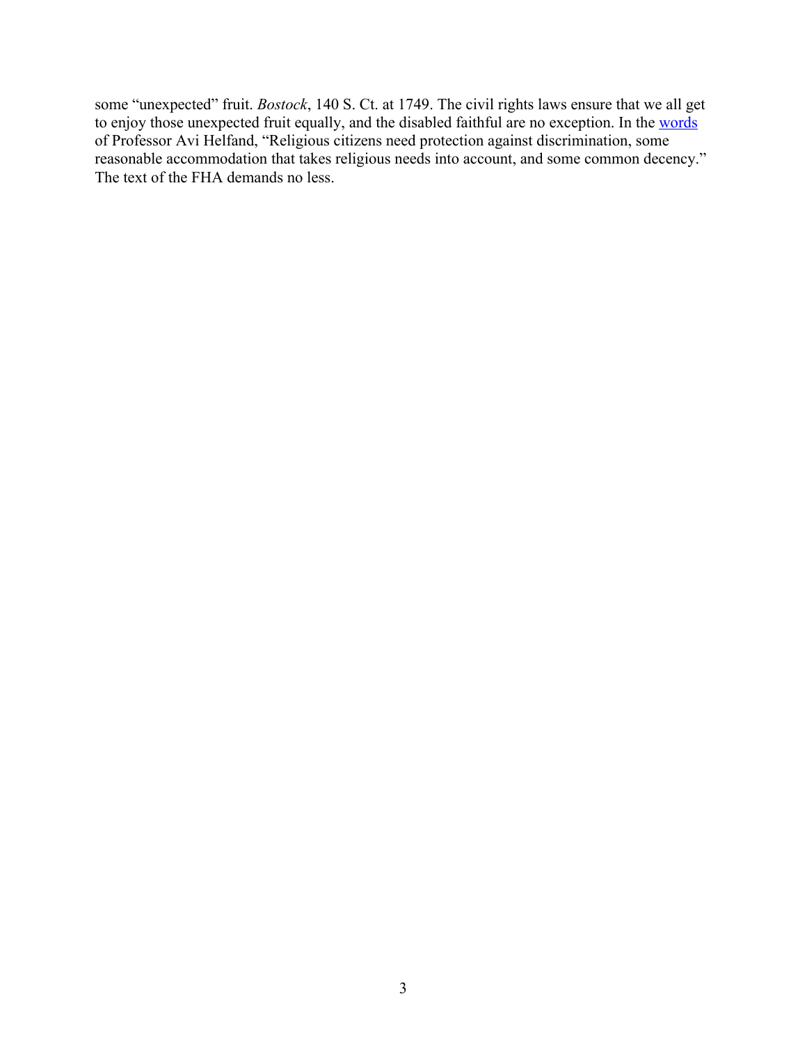some "unexpected" fruit. *Bostock*, 140 S. Ct. at 1749. The civil rights laws ensure that we all get to enjoy those unexpected fruit equally, and the disabled faithful are no exception. In the words of Professor Avi Helfand, "Religious citizens need protection against discrimination, some reasonable accommodation that takes religious needs into account, and some common decency." The text of the FHA demands no less.